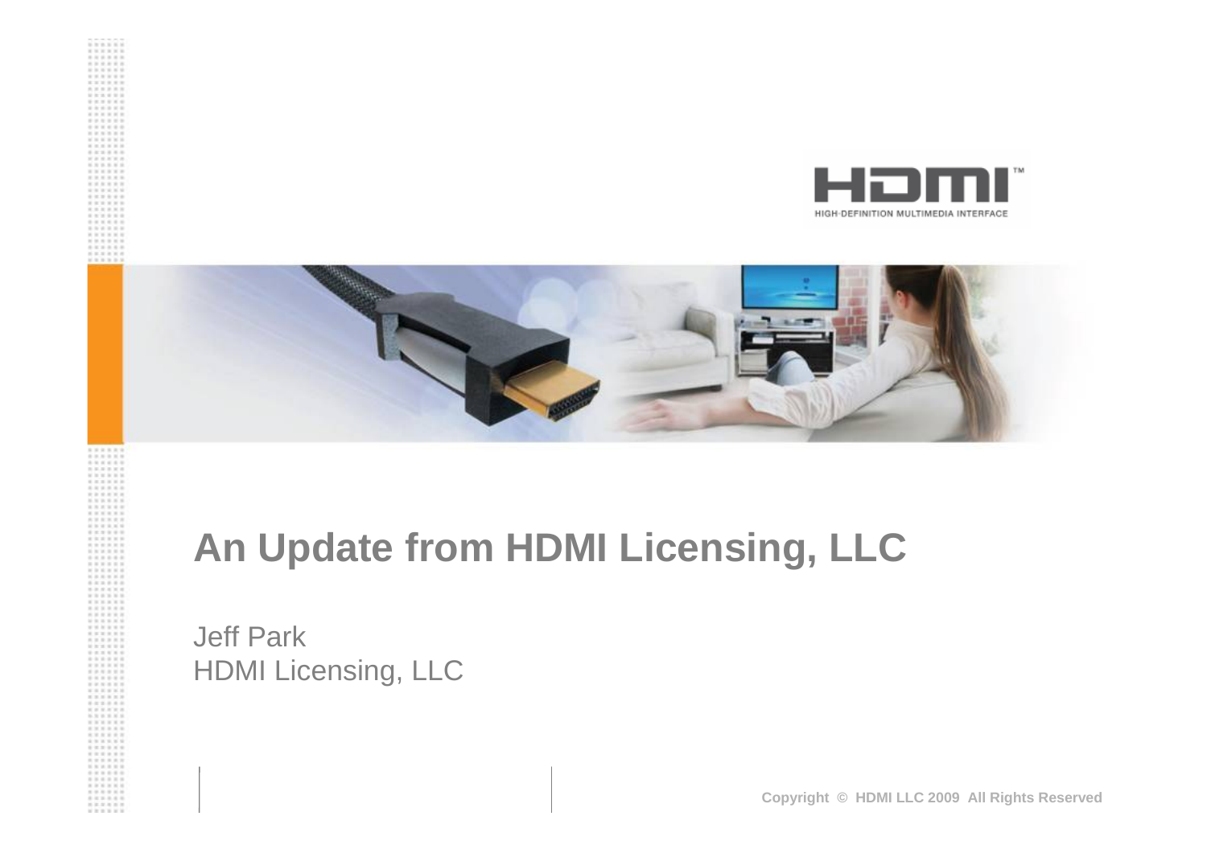# An Update from HDMI Licensing, LLC

Jeff Park
HDMI Licensing, LLC

Copyright © HDMI LLC 2009 All Rights Reserved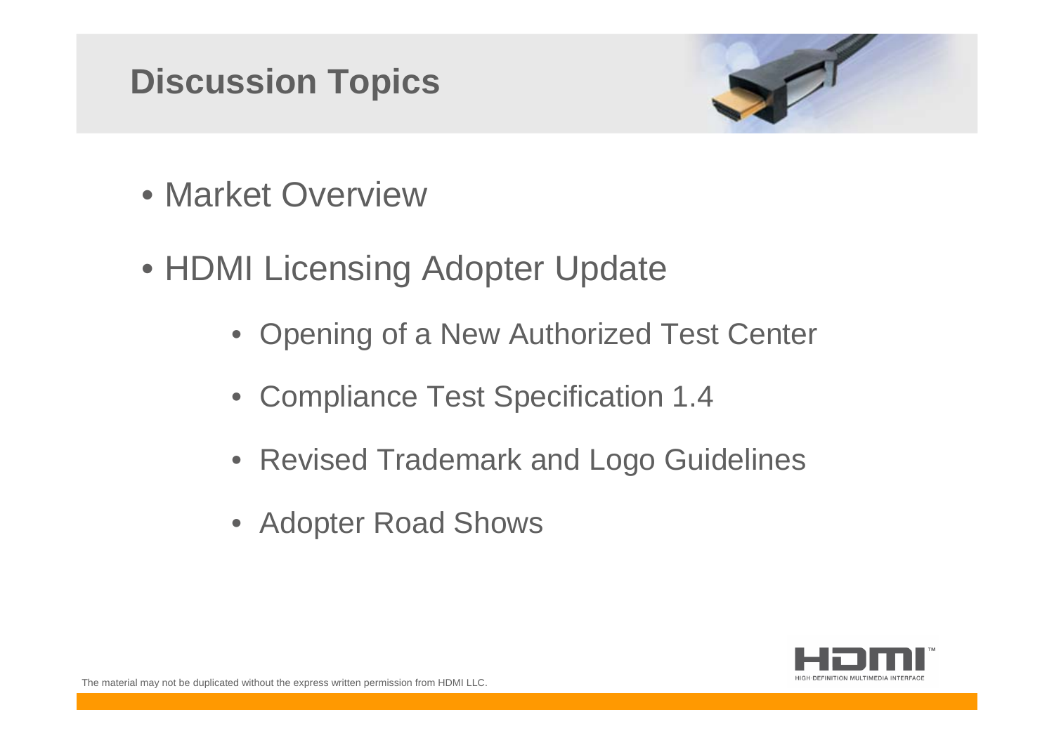# Discussion Topics

- Market Overview
- HDMI Licensing Adopter Update
    - Opening of a New Authorized Test Center
    - Compliance Test Specification 1.4
    - Revised Trademark and Logo Guidelines
    - Adopter Road Shows

The material may not be duplicated without the express written permission from HDMI LLC.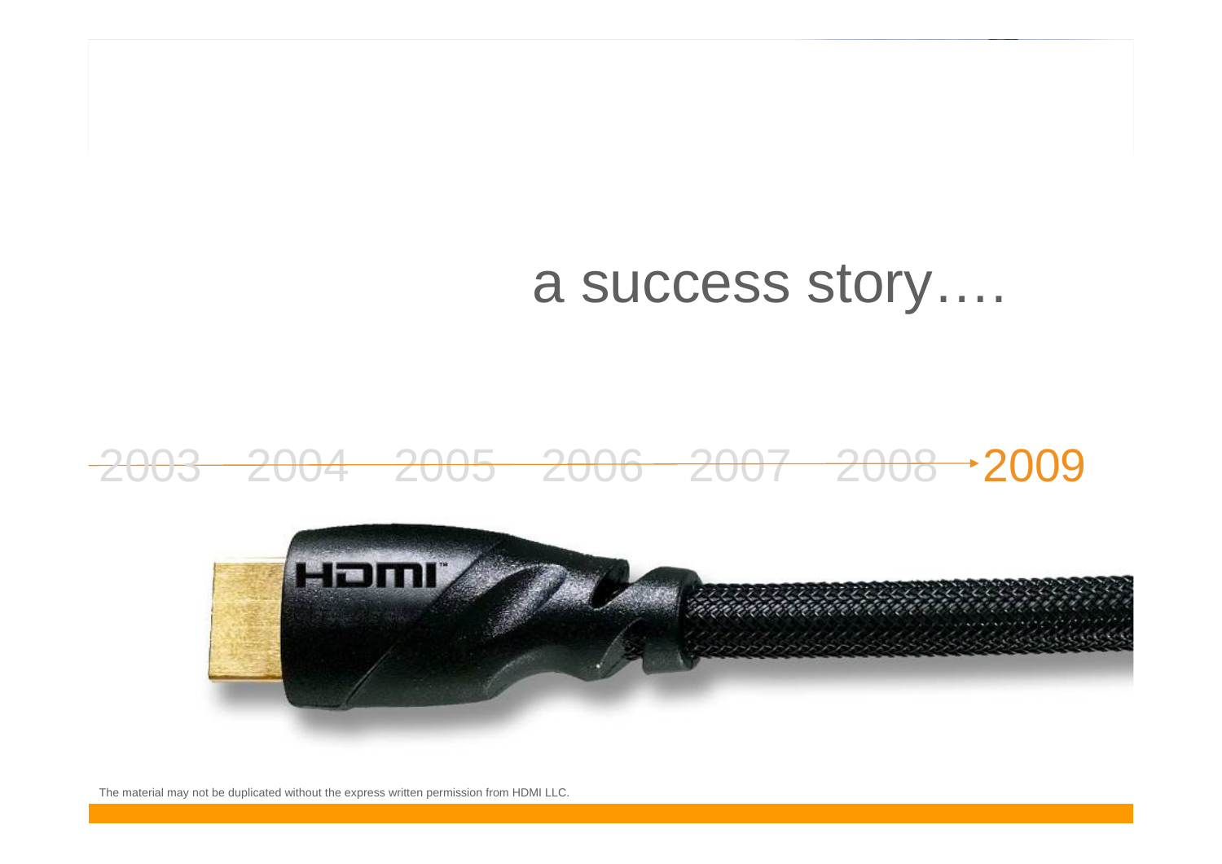# a success story….

2003 — 2004 — 2005 — 2006 — 2007 — 2008 → 2009

The material may not be duplicated without the express written permission from HDMI LLC.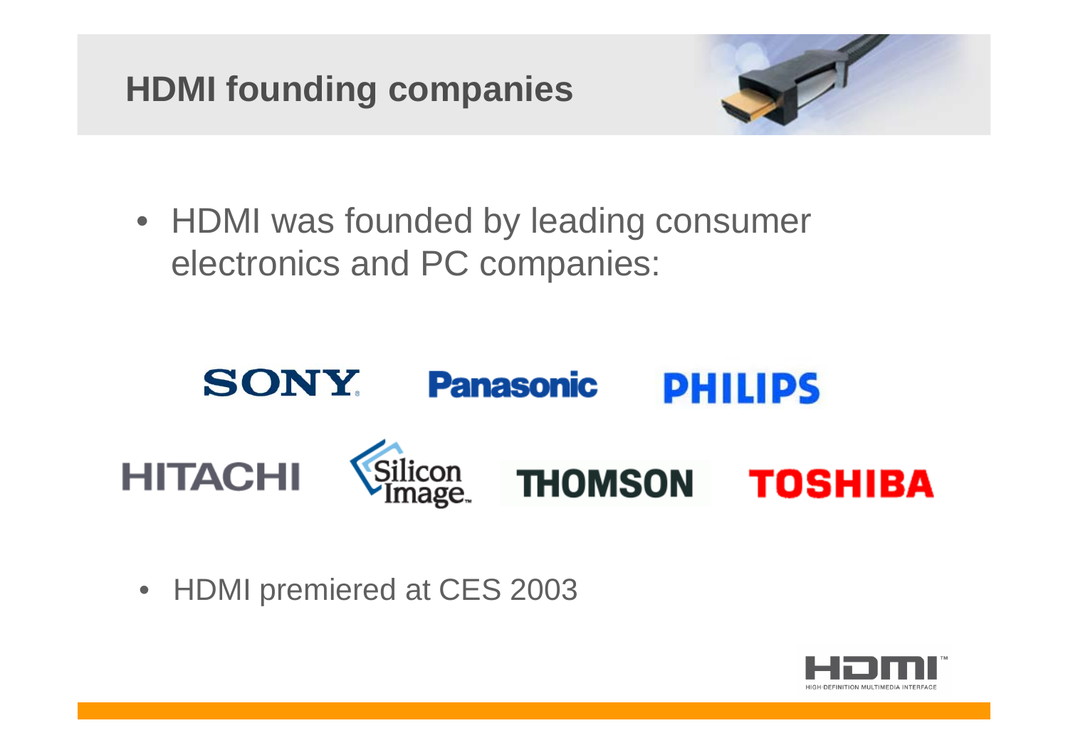# HDMI founding companies

- HDMI was founded by leading consumer electronics and PC companies:

SONY Panasonic PHILIPS

HITACHI Silicon Image THOMSON TOSHIBA

- HDMI premiered at CES 2003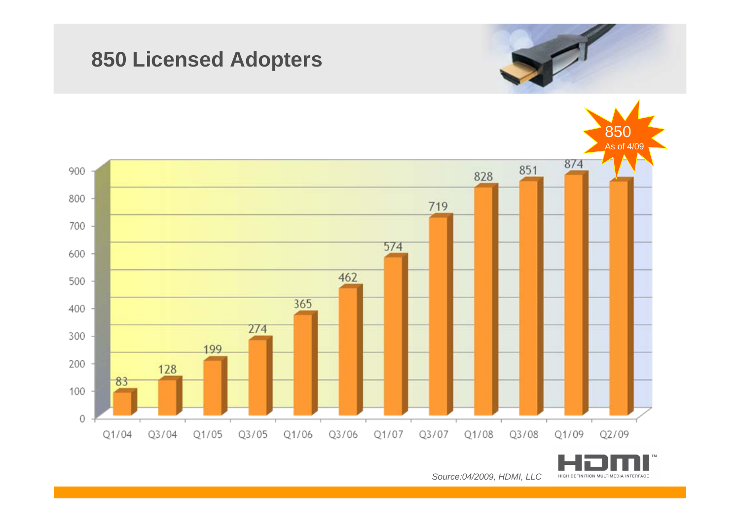# 850 Licensed Adopters

850 As of 4/09

| Quarter | Licensed Adopters |
|---|---|
| Q1/04 | 83 |
| Q3/04 | 128 |
| Q1/05 | 199 |
| Q3/05 | 274 |
| Q1/06 | 365 |
| Q3/06 | 462 |
| Q1/07 | 574 |
| Q3/07 | 719 |
| Q1/08 | 828 |
| Q3/08 | 851 |
| Q1/09 | 874 |
| Q2/09 | 850 |

*Source:04/2009, HDMI, LLC*

HDMI™ HIGH-DEFINITION MULTIMEDIA INTERFACE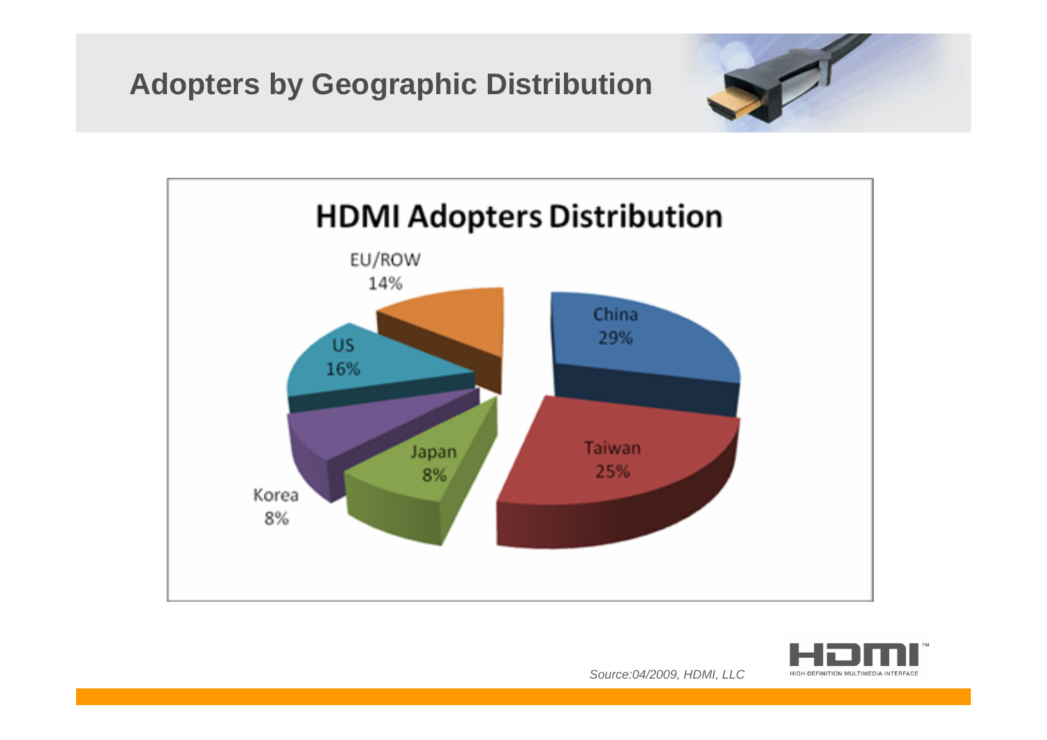# Adopters by Geographic Distribution

## HDMI Adopters Distribution

| Region | Share |
| --- | --- |
| China | 29% |
| Taiwan | 25% |
| Japan | 8% |
| Korea | 8% |
| US | 16% |
| EU/ROW | 14% |

*Source:04/2009, HDMI, LLC*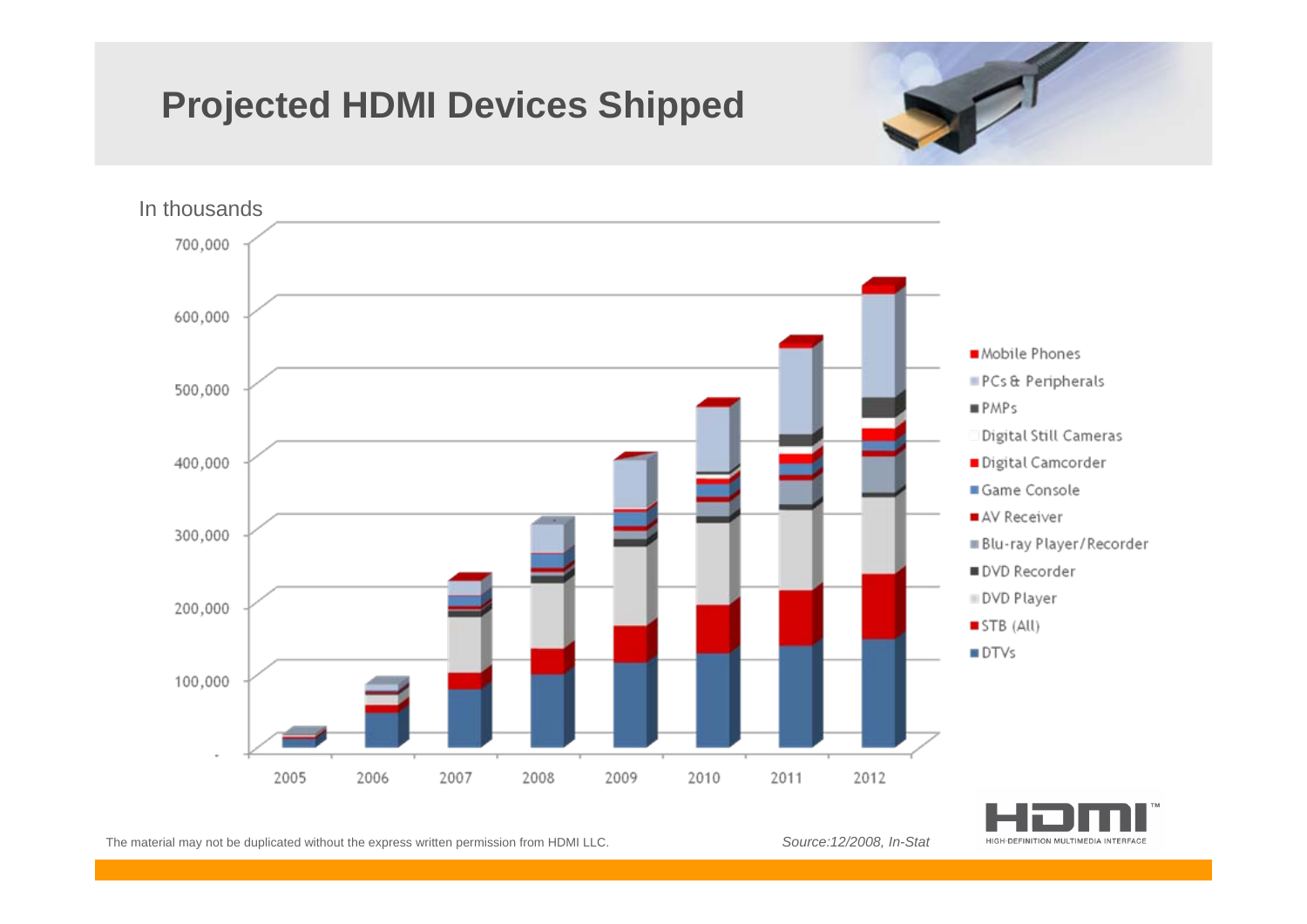# Projected HDMI Devices Shipped

In thousands

700,000
600,000
500,000
400,000
300,000
200,000
100,000
-

2005 2006 2007 2008 2009 2010 2011 2012

- Mobile Phones
- PCs & Peripherals
- PMPs
- Digital Still Cameras
- Digital Camcorder
- Game Console
- AV Receiver
- Blu-ray Player/Recorder
- DVD Recorder
- DVD Player
- STB (All)
- DTVs

The material may not be duplicated without the express written permission from HDMI LLC.

*Source:12/2008, In-Stat*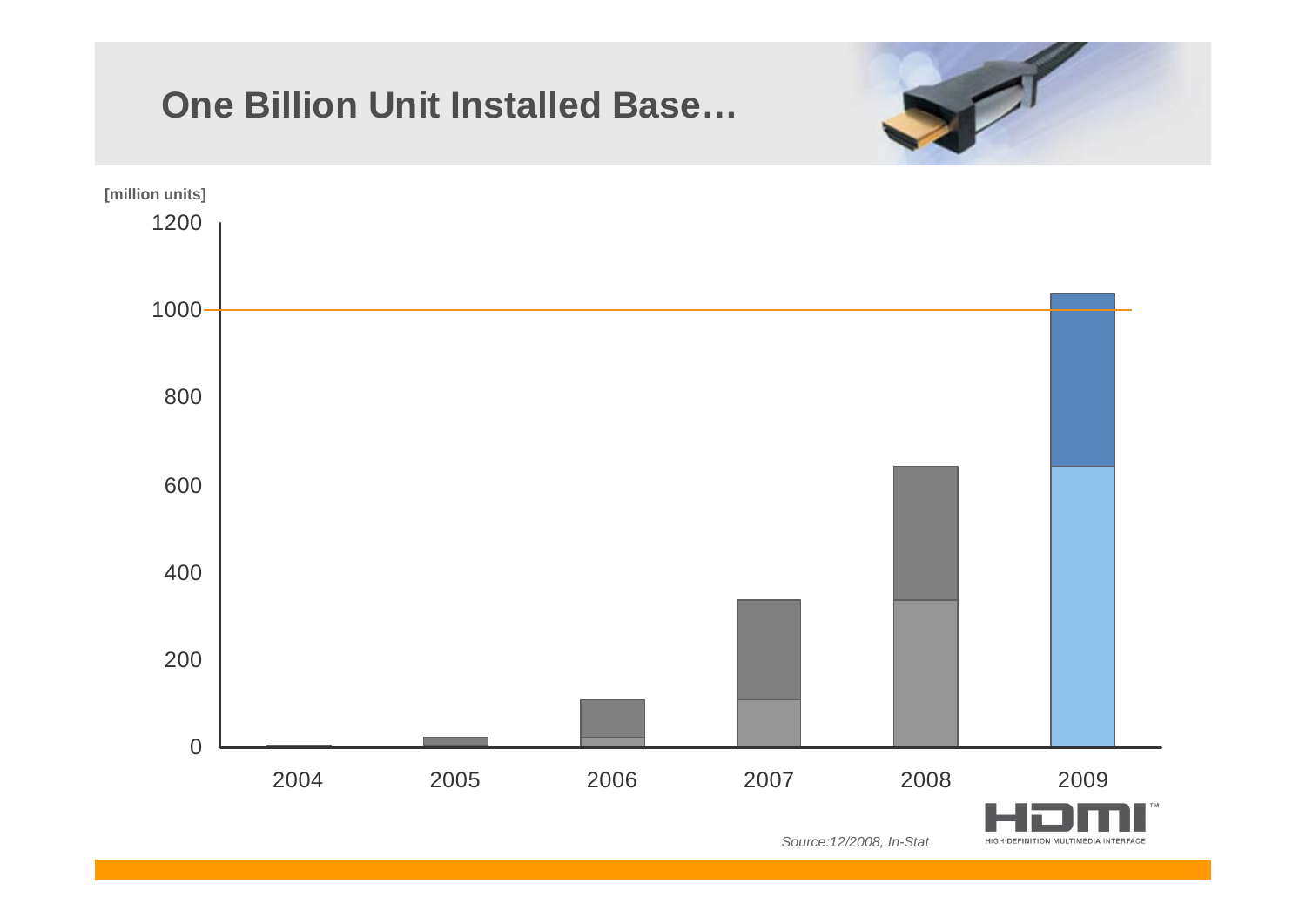# One Billion Unit Installed Base…

[million units]

| | 2004 | 2005 | 2006 | 2007 | 2008 | 2009 |
|---|---|---|---|---|---|---|

1200

1000

800

600

400

200

0

*Source:12/2008, In-Stat*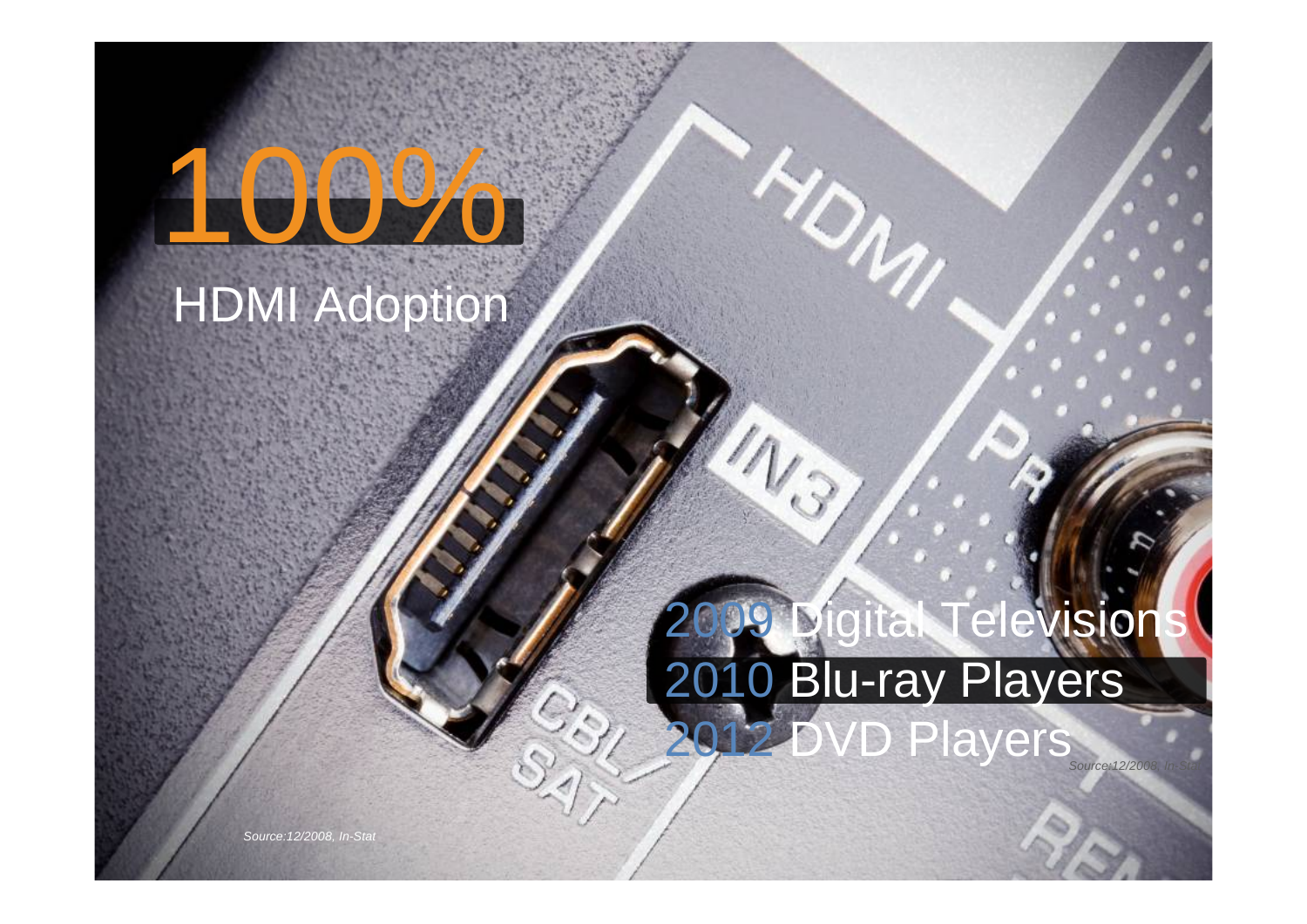# 100%

## HDMI Adoption

2009 Digital Televisions
2010 Blu-ray Players
2012 DVD Players

*Source:12/2008, In-Stat*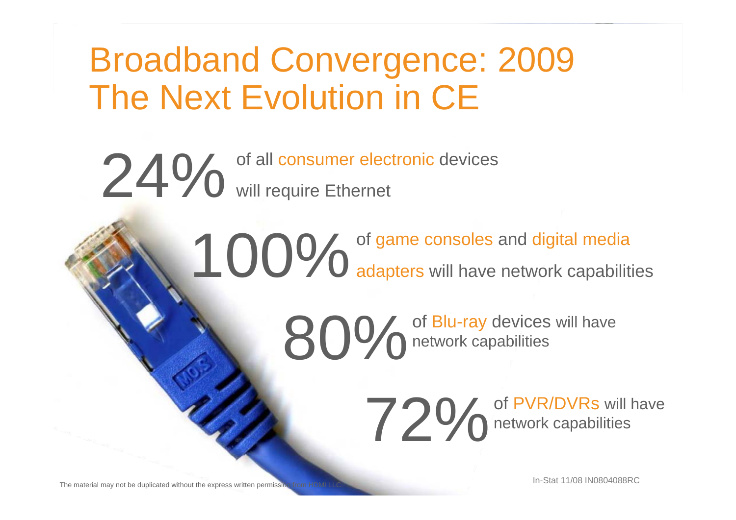# Broadband Convergence: 2009 The Next Evolution in CE

**24%** of all consumer electronic devices will require Ethernet

**100%** of game consoles and digital media adapters will have network capabilities

**80%** of Blu-ray devices will have network capabilities

**72%** of PVR/DVRs will have network capabilities

The material may not be duplicated without the express written permission from HDMI LLC.

In-Stat 11/08 IN0804088RC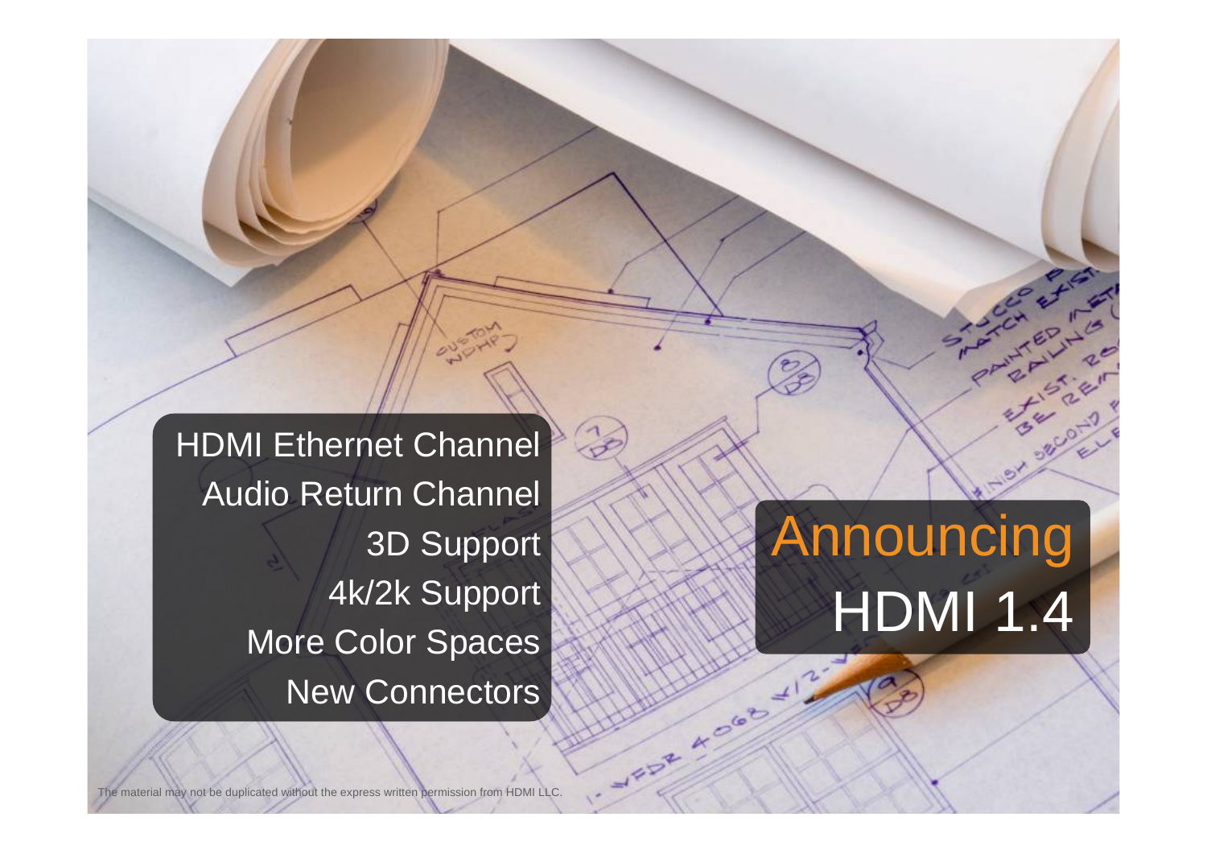# Announcing HDMI 1.4

- HDMI Ethernet Channel
- Audio Return Channel
- 3D Support
- 4k/2k Support
- More Color Spaces
- New Connectors

The material may not be duplicated without the express written permission from HDMI LLC.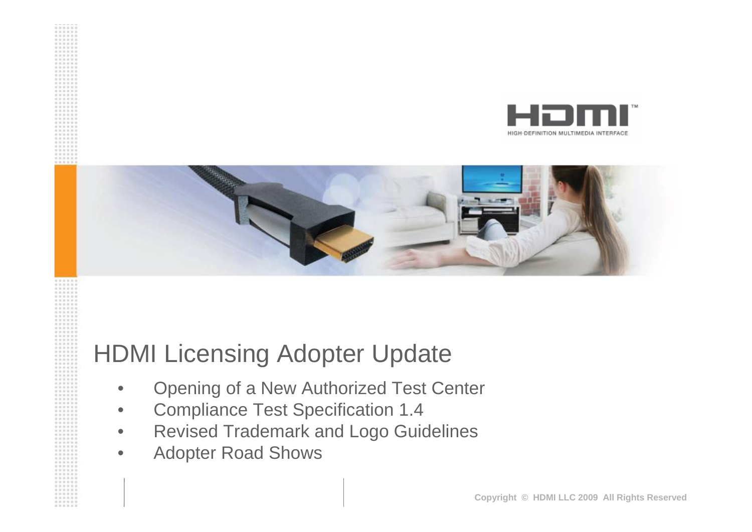# HDMI Licensing Adopter Update

- Opening of a New Authorized Test Center
- Compliance Test Specification 1.4
- Revised Trademark and Logo Guidelines
- Adopter Road Shows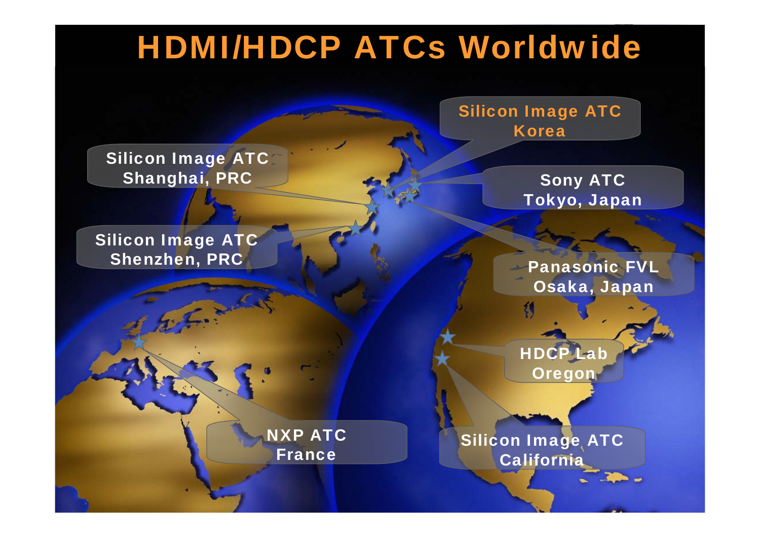# HDMI/HDCP ATCs Worldwide

- Silicon Image ATC Korea
- Silicon Image ATC Shanghai, PRC
- Sony ATC Tokyo, Japan
- Silicon Image ATC Shenzhen, PRC
- Panasonic FVL Osaka, Japan
- HDCP Lab Oregon
- NXP ATC France
- Silicon Image ATC California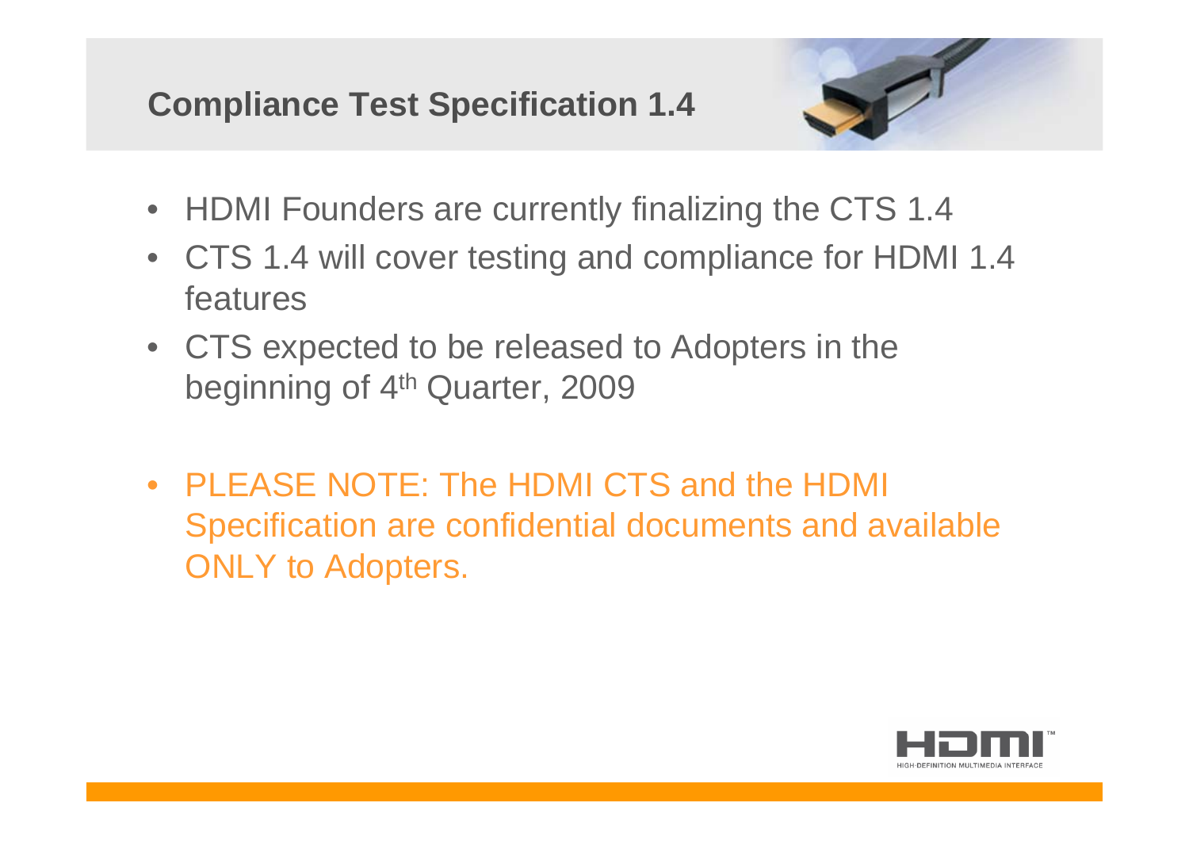# Compliance Test Specification 1.4

- HDMI Founders are currently finalizing the CTS 1.4
- CTS 1.4 will cover testing and compliance for HDMI 1.4 features
- CTS expected to be released to Adopters in the beginning of 4th Quarter, 2009

- PLEASE NOTE: The HDMI CTS and the HDMI Specification are confidential documents and available ONLY to Adopters.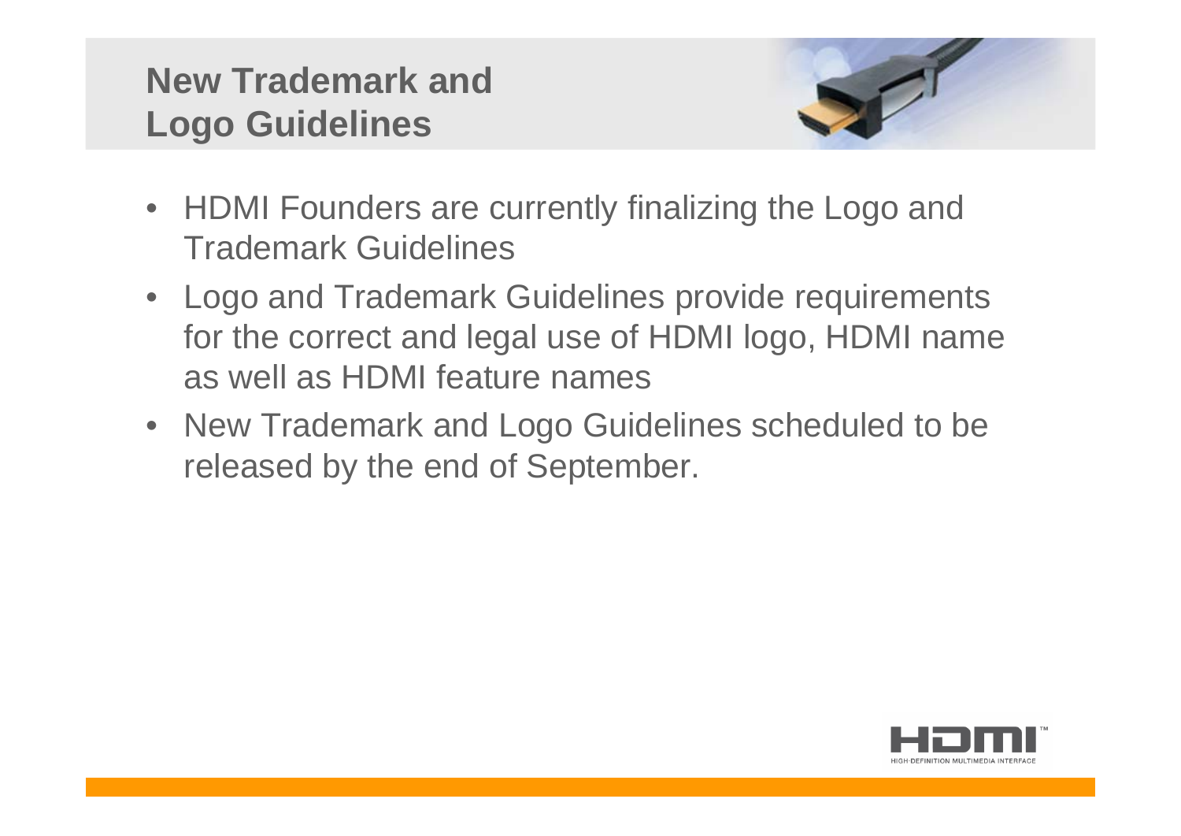# New Trademark and Logo Guidelines

- HDMI Founders are currently finalizing the Logo and Trademark Guidelines
- Logo and Trademark Guidelines provide requirements for the correct and legal use of HDMI logo, HDMI name as well as HDMI feature names
- New Trademark and Logo Guidelines scheduled to be released by the end of September.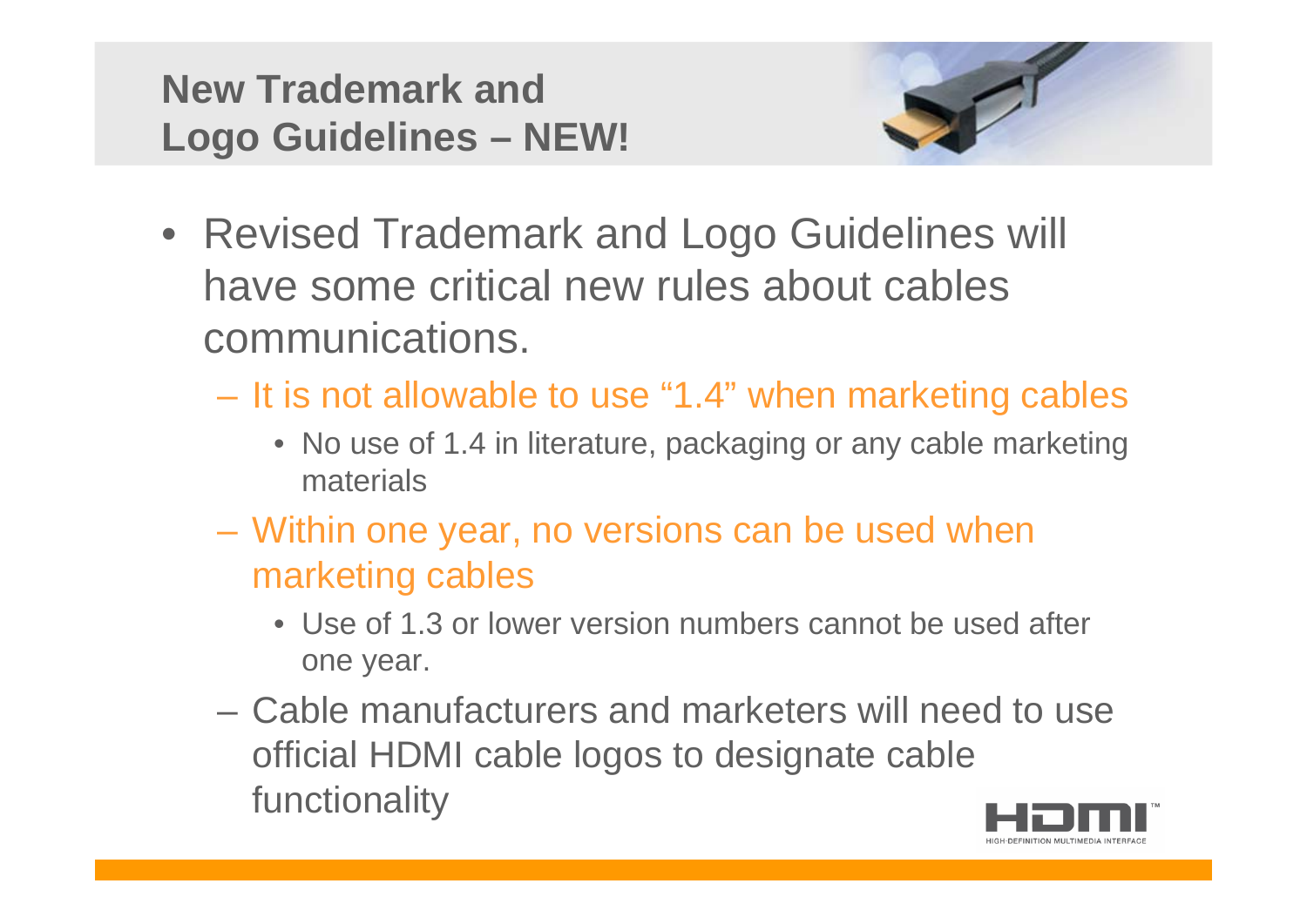# New Trademark and Logo Guidelines – NEW!

- Revised Trademark and Logo Guidelines will have some critical new rules about cables communications.
  - It is not allowable to use "1.4" when marketing cables
    - No use of 1.4 in literature, packaging or any cable marketing materials
  - Within one year, no versions can be used when marketing cables
    - Use of 1.3 or lower version numbers cannot be used after one year.
  - Cable manufacturers and marketers will need to use official HDMI cable logos to designate cable functionality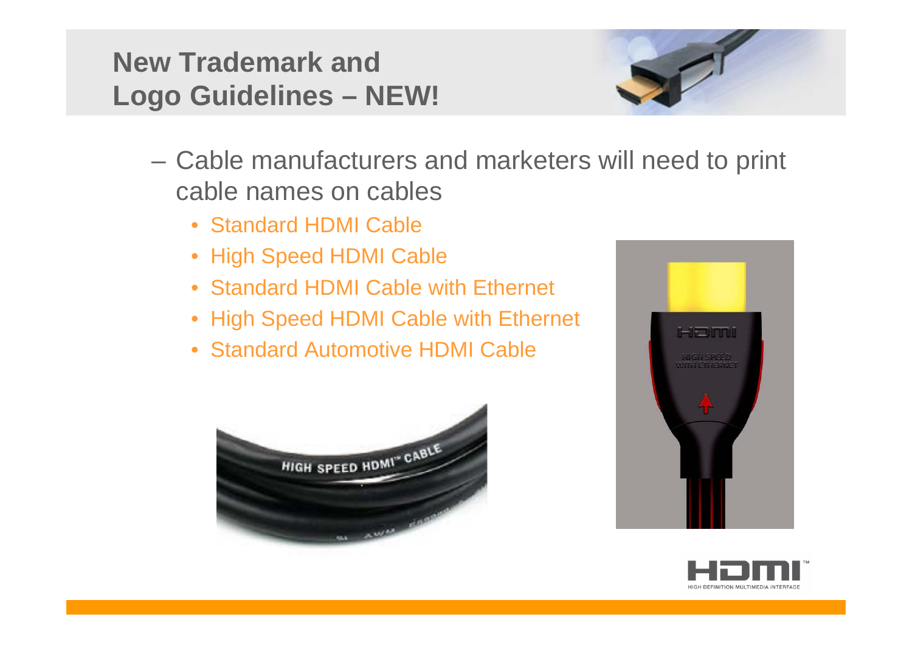# New Trademark and Logo Guidelines – NEW!

– Cable manufacturers and marketers will need to print cable names on cables

- Standard HDMI Cable
- High Speed HDMI Cable
- Standard HDMI Cable with Ethernet
- High Speed HDMI Cable with Ethernet
- Standard Automotive HDMI Cable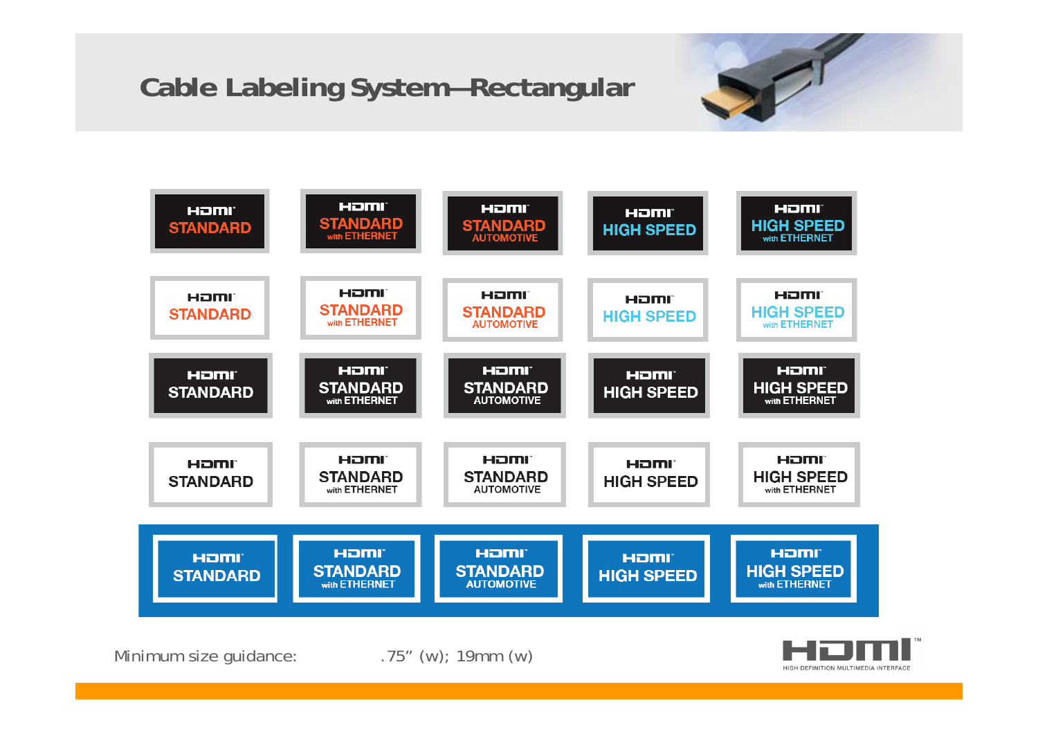# Cable Labeling System—Rectangular

| | | | | |
|---|---|---|---|---|
| HDMI STANDARD | HDMI STANDARD with ETHERNET | HDMI STANDARD AUTOMOTIVE | HDMI HIGH SPEED | HDMI HIGH SPEED with ETHERNET |
| HDMI STANDARD | HDMI STANDARD with ETHERNET | HDMI STANDARD AUTOMOTIVE | HDMI HIGH SPEED | HDMI HIGH SPEED with ETHERNET |
| HDMI STANDARD | HDMI STANDARD with ETHERNET | HDMI STANDARD AUTOMOTIVE | HDMI HIGH SPEED | HDMI HIGH SPEED with ETHERNET |
| HDMI STANDARD | HDMI STANDARD with ETHERNET | HDMI STANDARD AUTOMOTIVE | HDMI HIGH SPEED | HDMI HIGH SPEED with ETHERNET |
| HDMI STANDARD | HDMI STANDARD with ETHERNET | HDMI STANDARD AUTOMOTIVE | HDMI HIGH SPEED | HDMI HIGH SPEED with ETHERNET |

Minimum size guidance: .75" (w); 19mm (w)

HDMI™ HIGH-DEFINITION MULTIMEDIA INTERFACE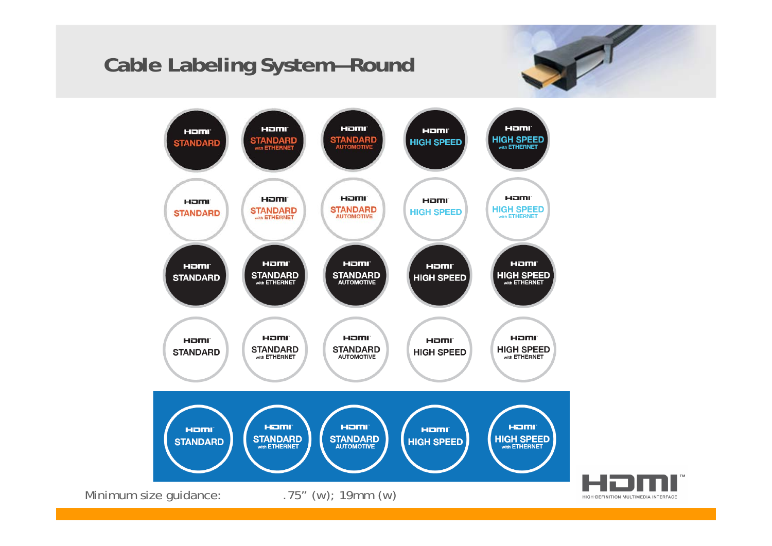# Cable Labeling System—Round

| | | | | |
|---|---|---|---|---|
| HDMI STANDARD | HDMI STANDARD with ETHERNET | HDMI STANDARD AUTOMOTIVE | HDMI HIGH SPEED | HDMI HIGH SPEED with ETHERNET |
| HDMI STANDARD | HDMI STANDARD with ETHERNET | HDMI STANDARD AUTOMOTIVE | HDMI HIGH SPEED | HDMI HIGH SPEED with ETHERNET |
| HDMI STANDARD | HDMI STANDARD with ETHERNET | HDMI STANDARD AUTOMOTIVE | HDMI HIGH SPEED | HDMI HIGH SPEED with ETHERNET |
| HDMI STANDARD | HDMI STANDARD with ETHERNET | HDMI STANDARD AUTOMOTIVE | HDMI HIGH SPEED | HDMI HIGH SPEED with ETHERNET |
| HDMI STANDARD | HDMI STANDARD with ETHERNET | HDMI STANDARD AUTOMOTIVE | HDMI HIGH SPEED | HDMI HIGH SPEED with ETHERNET |

Minimum size guidance: .75" (w); 19mm (w)

HDMI™ HIGH-DEFINITION MULTIMEDIA INTERFACE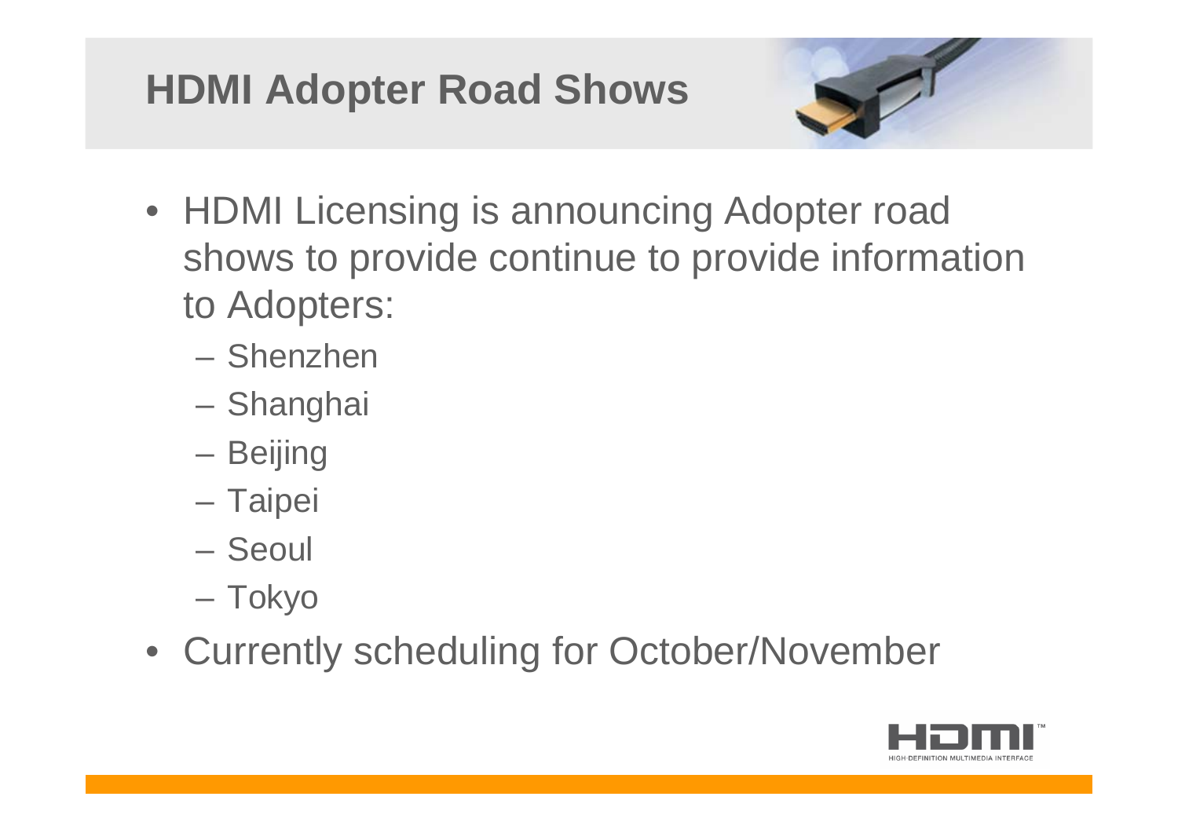# HDMI Adopter Road Shows

- HDMI Licensing is announcing Adopter road shows to provide continue to provide information to Adopters:
  - Shenzhen
  - Shanghai
  - Beijing
  - Taipei
  - Seoul
  - Tokyo
- Currently scheduling for October/November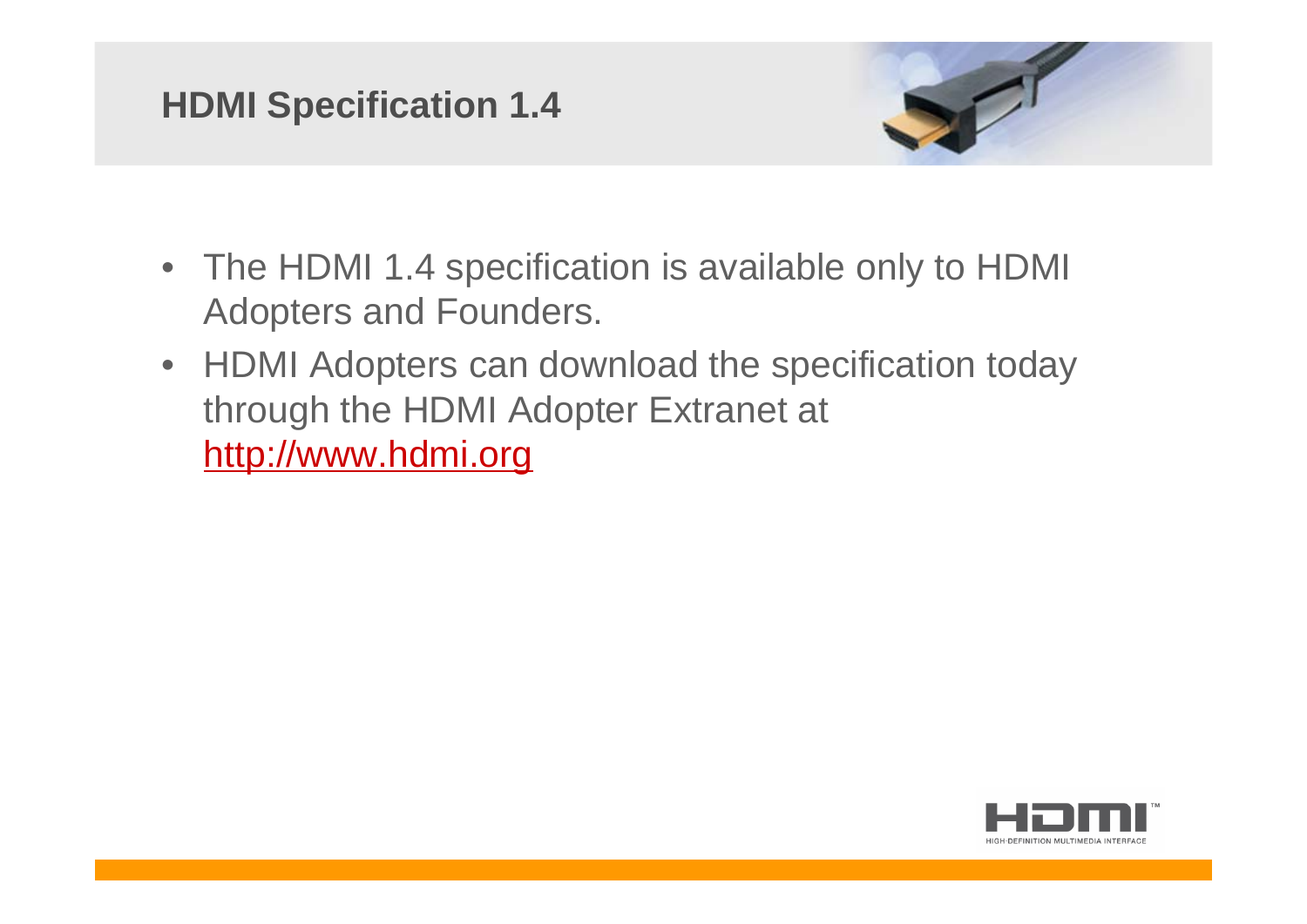# HDMI Specification 1.4

- The HDMI 1.4 specification is available only to HDMI Adopters and Founders.
- HDMI Adopters can download the specification today through the HDMI Adopter Extranet at [http://www.hdmi.org](http://www.hdmi.org)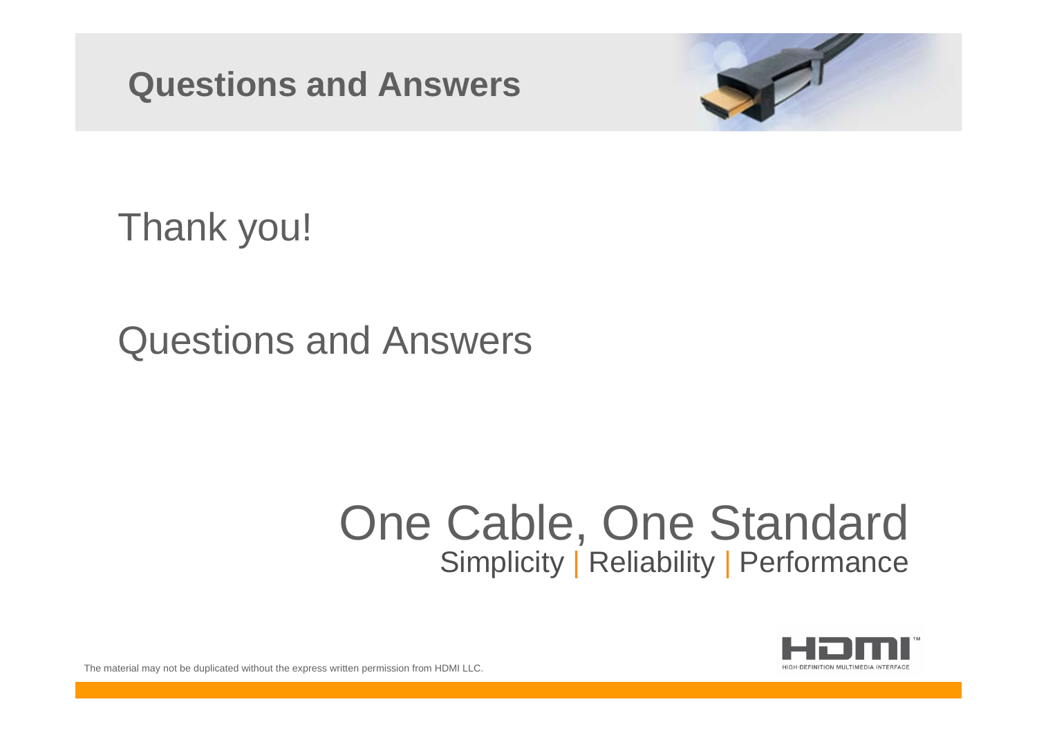# Questions and Answers

Thank you!

Questions and Answers

One Cable, One Standard

Simplicity | Reliability | Performance

The material may not be duplicated without the express written permission from HDMI LLC.